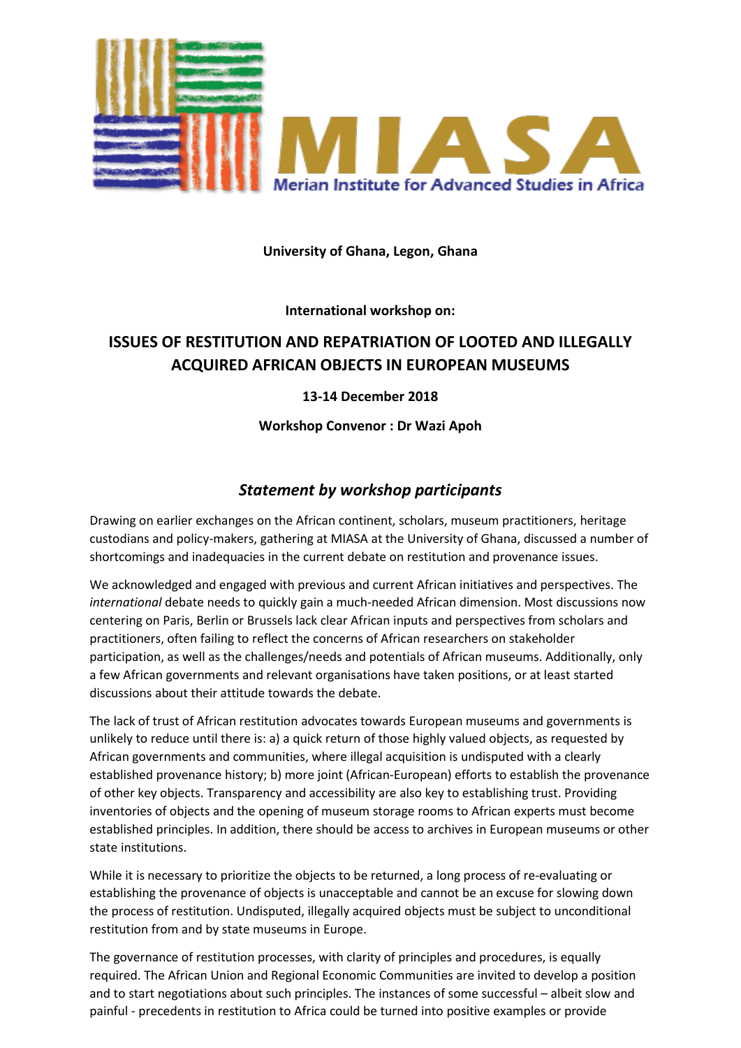MIASA

Merian Institute for Advanced Studies in Africa

**University of Ghana, Legon, Ghana**

**International workshop on:**

## ISSUES OF RESTITUTION AND REPATRIATION OF LOOTED AND ILLEGALLY ACQUIRED AFRICAN OBJECTS IN EUROPEAN MUSEUMS

**13-14 December 2018**

**Workshop Convenor : Dr Wazi Apoh**

### *Statement by workshop participants*

Drawing on earlier exchanges on the African continent, scholars, museum practitioners, heritage custodians and policy-makers, gathering at MIASA at the University of Ghana, discussed a number of shortcomings and inadequacies in the current debate on restitution and provenance issues.

We acknowledged and engaged with previous and current African initiatives and perspectives. The *international* debate needs to quickly gain a much-needed African dimension. Most discussions now centering on Paris, Berlin or Brussels lack clear African inputs and perspectives from scholars and practitioners, often failing to reflect the concerns of African researchers on stakeholder participation, as well as the challenges/needs and potentials of African museums. Additionally, only a few African governments and relevant organisations have taken positions, or at least started discussions about their attitude towards the debate.

The lack of trust of African restitution advocates towards European museums and governments is unlikely to reduce until there is: a) a quick return of those highly valued objects, as requested by African governments and communities, where illegal acquisition is undisputed with a clearly established provenance history; b) more joint (African-European) efforts to establish the provenance of other key objects. Transparency and accessibility are also key to establishing trust. Providing inventories of objects and the opening of museum storage rooms to African experts must become established principles. In addition, there should be access to archives in European museums or other state institutions.

While it is necessary to prioritize the objects to be returned, a long process of re-evaluating or establishing the provenance of objects is unacceptable and cannot be an excuse for slowing down the process of restitution. Undisputed, illegally acquired objects must be subject to unconditional restitution from and by state museums in Europe.

The governance of restitution processes, with clarity of principles and procedures, is equally required. The African Union and Regional Economic Communities are invited to develop a position and to start negotiations about such principles. The instances of some successful – albeit slow and painful - precedents in restitution to Africa could be turned into positive examples or provide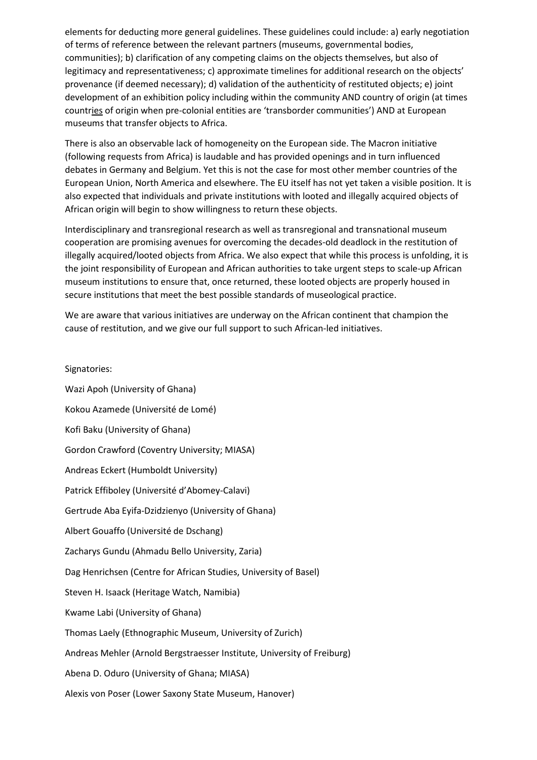elements for deducting more general guidelines. These guidelines could include: a) early negotiation of terms of reference between the relevant partners (museums, governmental bodies, communities); b) clarification of any competing claims on the objects themselves, but also of legitimacy and representativeness; c) approximate timelines for additional research on the objects' provenance (if deemed necessary); d) validation of the authenticity of restituted objects; e) joint development of an exhibition policy including within the community AND country of origin (at times countr<u>ies</u> of origin when pre-colonial entities are 'transborder communities') AND at European museums that transfer objects to Africa.

There is also an observable lack of homogeneity on the European side. The Macron initiative (following requests from Africa) is laudable and has provided openings and in turn influenced debates in Germany and Belgium. Yet this is not the case for most other member countries of the European Union, North America and elsewhere. The EU itself has not yet taken a visible position. It is also expected that individuals and private institutions with looted and illegally acquired objects of African origin will begin to show willingness to return these objects.

Interdisciplinary and transregional research as well as transregional and transnational museum cooperation are promising avenues for overcoming the decades-old deadlock in the restitution of illegally acquired/looted objects from Africa. We also expect that while this process is unfolding, it is the joint responsibility of European and African authorities to take urgent steps to scale-up African museum institutions to ensure that, once returned, these looted objects are properly housed in secure institutions that meet the best possible standards of museological practice.

We are aware that various initiatives are underway on the African continent that champion the cause of restitution, and we give our full support to such African-led initiatives.

Signatories:

Wazi Apoh (University of Ghana)

Kokou Azamede (Université de Lomé)

Kofi Baku (University of Ghana)

Gordon Crawford (Coventry University; MIASA)

Andreas Eckert (Humboldt University)

Patrick Effiboley (Université d'Abomey-Calavi)

Gertrude Aba Eyifa-Dzidzienyo (University of Ghana)

Albert Gouaffo (Université de Dschang)

Zacharys Gundu (Ahmadu Bello University, Zaria)

Dag Henrichsen (Centre for African Studies, University of Basel)

Steven H. Isaack (Heritage Watch, Namibia)

Kwame Labi (University of Ghana)

Thomas Laely (Ethnographic Museum, University of Zurich)

Andreas Mehler (Arnold Bergstraesser Institute, University of Freiburg)

Abena D. Oduro (University of Ghana; MIASA)

Alexis von Poser (Lower Saxony State Museum, Hanover)